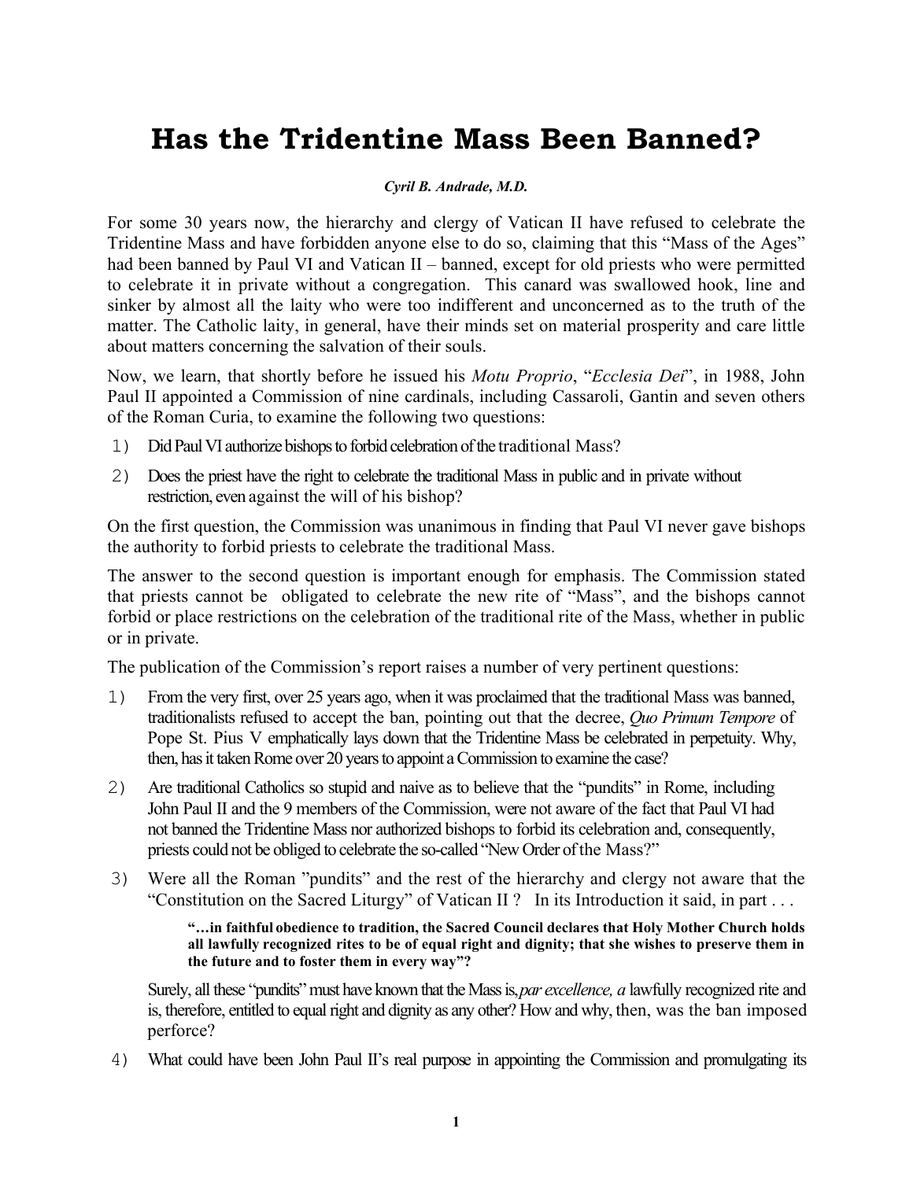# Has the Tridentine Mass Been Banned?

***Cyril B. Andrade, M.D.***

For some 30 years now, the hierarchy and clergy of Vatican II have refused to celebrate the Tridentine Mass and have forbidden anyone else to do so, claiming that this "Mass of the Ages" had been banned by Paul VI and Vatican II – banned, except for old priests who were permitted to celebrate it in private without a congregation. This canard was swallowed hook, line and sinker by almost all the laity who were too indifferent and unconcerned as to the truth of the matter. The Catholic laity, in general, have their minds set on material prosperity and care little about matters concerning the salvation of their souls.

Now, we learn, that shortly before he issued his *Motu Proprio*, "*Ecclesia Dei*", in 1988, John Paul II appointed a Commission of nine cardinals, including Cassaroli, Gantin and seven others of the Roman Curia, to examine the following two questions:

1) Did Paul VI authorize bishops to forbid celebration of the traditional Mass?
2) Does the priest have the right to celebrate the traditional Mass in public and in private without restriction, even against the will of his bishop?

On the first question, the Commission was unanimous in finding that Paul VI never gave bishops the authority to forbid priests to celebrate the traditional Mass.

The answer to the second question is important enough for emphasis. The Commission stated that priests cannot be obligated to celebrate the new rite of "Mass", and the bishops cannot forbid or place restrictions on the celebration of the traditional rite of the Mass, whether in public or in private.

The publication of the Commission's report raises a number of very pertinent questions:

1) From the very first, over 25 years ago, when it was proclaimed that the traditional Mass was banned, traditionalists refused to accept the ban, pointing out that the decree, *Quo Primum Tempore* of Pope St. Pius V emphatically lays down that the Tridentine Mass be celebrated in perpetuity. Why, then, has it taken Rome over 20 years to appoint a Commission to examine the case?
2) Are traditional Catholics so stupid and naive as to believe that the "pundits" in Rome, including John Paul II and the 9 members of the Commission, were not aware of the fact that Paul VI had not banned the Tridentine Mass nor authorized bishops to forbid its celebration and, consequently, priests could not be obliged to celebrate the so-called "New Order of the Mass?"
3) Were all the Roman "pundits" and the rest of the hierarchy and clergy not aware that the "Constitution on the Sacred Liturgy" of Vatican II ? In its Introduction it said, in part . . .

   > **"…in faithful obedience to tradition, the Sacred Council declares that Holy Mother Church holds all lawfully recognized rites to be of equal right and dignity; that she wishes to preserve them in the future and to foster them in every way"?**

   Surely, all these "pundits" must have known that the Mass is, *par excellence, a* lawfully recognized rite and is, therefore, entitled to equal right and dignity as any other? How and why, then, was the ban imposed perforce?
4) What could have been John Paul II's real purpose in appointing the Commission and promulgating its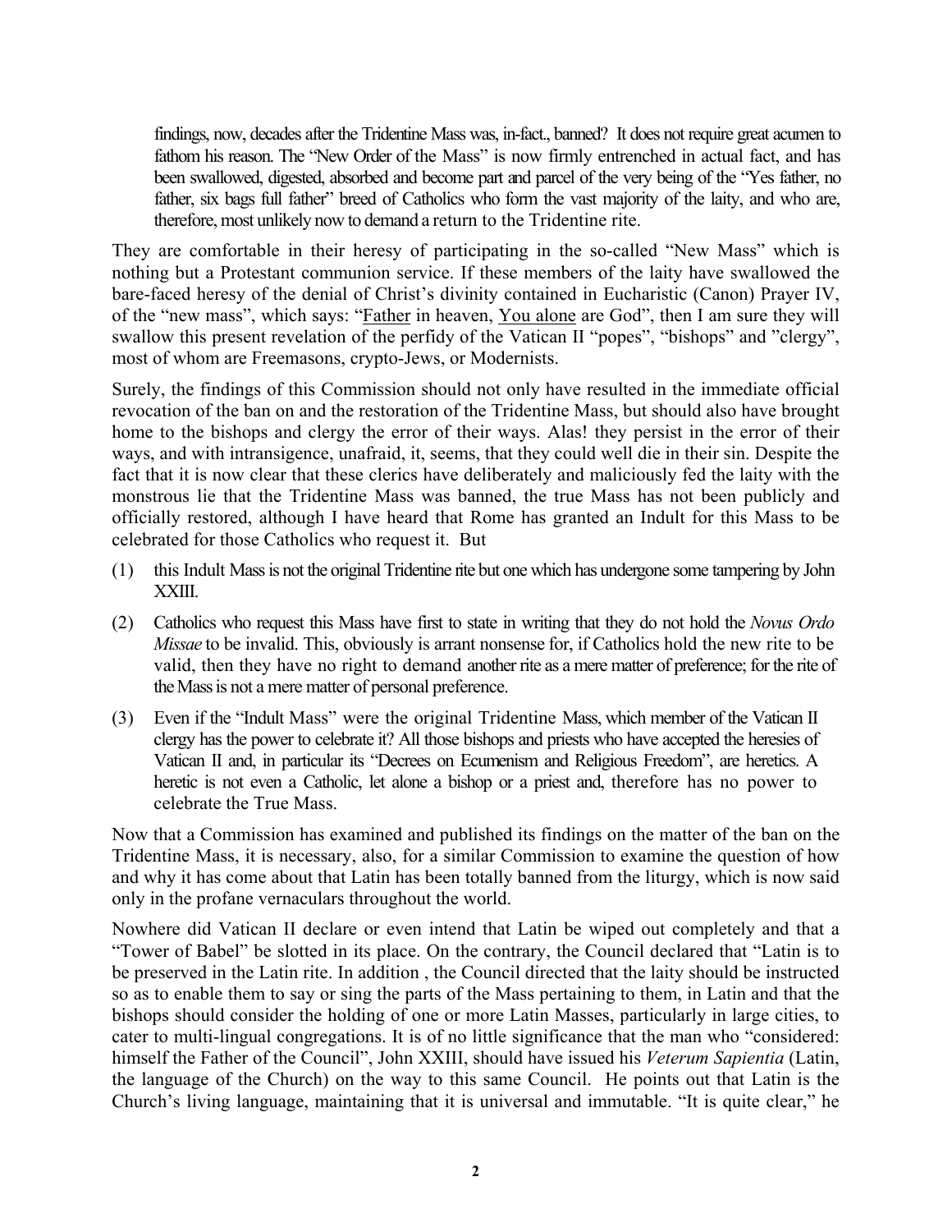findings, now, decades after the Tridentine Mass was, in-fact., banned? It does not require great acumen to fathom his reason. The "New Order of the Mass" is now firmly entrenched in actual fact, and has been swallowed, digested, absorbed and become part and parcel of the very being of the "Yes father, no father, six bags full father" breed of Catholics who form the vast majority of the laity, and who are, therefore, most unlikely now to demand a return to the Tridentine rite.

They are comfortable in their heresy of participating in the so-called "New Mass" which is nothing but a Protestant communion service. If these members of the laity have swallowed the bare-faced heresy of the denial of Christ's divinity contained in Eucharistic (Canon) Prayer IV, of the "new mass", which says: "<u>Father</u> in heaven, <u>You alone</u> are God", then I am sure they will swallow this present revelation of the perfidy of the Vatican II "popes", "bishops" and "clergy", most of whom are Freemasons, crypto-Jews, or Modernists.

Surely, the findings of this Commission should not only have resulted in the immediate official revocation of the ban on and the restoration of the Tridentine Mass, but should also have brought home to the bishops and clergy the error of their ways. Alas! they persist in the error of their ways, and with intransigence, unafraid, it, seems, that they could well die in their sin. Despite the fact that it is now clear that these clerics have deliberately and maliciously fed the laity with the monstrous lie that the Tridentine Mass was banned, the true Mass has not been publicly and officially restored, although I have heard that Rome has granted an Indult for this Mass to be celebrated for those Catholics who request it. But

(1) this Indult Mass is not the original Tridentine rite but one which has undergone some tampering by John XXIII.

(2) Catholics who request this Mass have first to state in writing that they do not hold the *Novus Ordo Missae* to be invalid. This, obviously is arrant nonsense for, if Catholics hold the new rite to be valid, then they have no right to demand another rite as a mere matter of preference; for the rite of the Mass is not a mere matter of personal preference.

(3) Even if the "Indult Mass" were the original Tridentine Mass, which member of the Vatican II clergy has the power to celebrate it? All those bishops and priests who have accepted the heresies of Vatican II and, in particular its "Decrees on Ecumenism and Religious Freedom", are heretics. A heretic is not even a Catholic, let alone a bishop or a priest and, therefore has no power to celebrate the True Mass.

Now that a Commission has examined and published its findings on the matter of the ban on the Tridentine Mass, it is necessary, also, for a similar Commission to examine the question of how and why it has come about that Latin has been totally banned from the liturgy, which is now said only in the profane vernaculars throughout the world.

Nowhere did Vatican II declare or even intend that Latin be wiped out completely and that a "Tower of Babel" be slotted in its place. On the contrary, the Council declared that "Latin is to be preserved in the Latin rite. In addition , the Council directed that the laity should be instructed so as to enable them to say or sing the parts of the Mass pertaining to them, in Latin and that the bishops should consider the holding of one or more Latin Masses, particularly in large cities, to cater to multi-lingual congregations. It is of no little significance that the man who "considered: himself the Father of the Council", John XXIII, should have issued his *Veterum Sapientia* (Latin, the language of the Church) on the way to this same Council. He points out that Latin is the Church's living language, maintaining that it is universal and immutable. "It is quite clear," he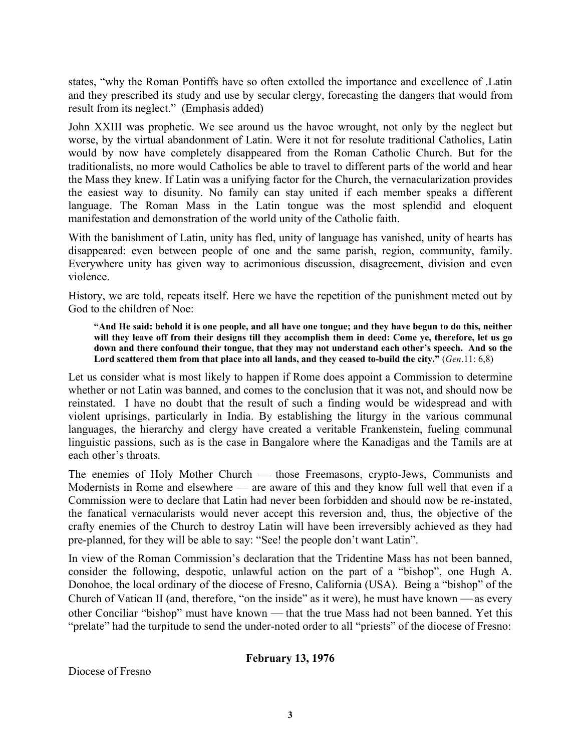states, "why the Roman Pontiffs have so often extolled the importance and excellence of .Latin and they prescribed its study and use by secular clergy, forecasting the dangers that would from result from its neglect." (Emphasis added)

John XXIII was prophetic. We see around us the havoc wrought, not only by the neglect but worse, by the virtual abandonment of Latin. Were it not for resolute traditional Catholics, Latin would by now have completely disappeared from the Roman Catholic Church. But for the traditionalists, no more would Catholics be able to travel to different parts of the world and hear the Mass they knew. If Latin was a unifying factor for the Church, the vernacularization provides the easiest way to disunity. No family can stay united if each member speaks a different language. The Roman Mass in the Latin tongue was the most splendid and eloquent manifestation and demonstration of the world unity of the Catholic faith.

With the banishment of Latin, unity has fled, unity of language has vanished, unity of hearts has disappeared: even between people of one and the same parish, region, community, family. Everywhere unity has given way to acrimonious discussion, disagreement, division and even violence.

History, we are told, repeats itself. Here we have the repetition of the punishment meted out by God to the children of Noe:

> **"And He said: behold it is one people, and all have one tongue; and they have begun to do this, neither will they leave off from their designs till they accomplish them in deed: Come ye, therefore, let us go down and there confound their tongue, that they may not understand each other's speech. And so the Lord scattered them from that place into all lands, and they ceased to-build the city."** (*Gen*.11: 6,8)

Let us consider what is most likely to happen if Rome does appoint a Commission to determine whether or not Latin was banned, and comes to the conclusion that it was not, and should now be reinstated. I have no doubt that the result of such a finding would be widespread and with violent uprisings, particularly in India. By establishing the liturgy in the various communal languages, the hierarchy and clergy have created a veritable Frankenstein, fueling communal linguistic passions, such as is the case in Bangalore where the Kanadigas and the Tamils are at each other's throats.

The enemies of Holy Mother Church — those Freemasons, crypto-Jews, Communists and Modernists in Rome and elsewhere — are aware of this and they know full well that even if a Commission were to declare that Latin had never been forbidden and should now be re-instated, the fanatical vernacularists would never accept this reversion and, thus, the objective of the crafty enemies of the Church to destroy Latin will have been irreversibly achieved as they had pre-planned, for they will be able to say: "See! the people don't want Latin".

In view of the Roman Commission's declaration that the Tridentine Mass has not been banned, consider the following, despotic, unlawful action on the part of a "bishop", one Hugh A. Donohoe, the local ordinary of the diocese of Fresno, California (USA). Being a "bishop" of the Church of Vatican II (and, therefore, "on the inside" as it were), he must have known — as every other Conciliar "bishop" must have known — that the true Mass had not been banned. Yet this "prelate" had the turpitude to send the under-noted order to all "priests" of the diocese of Fresno:

**February 13, 1976**

Diocese of Fresno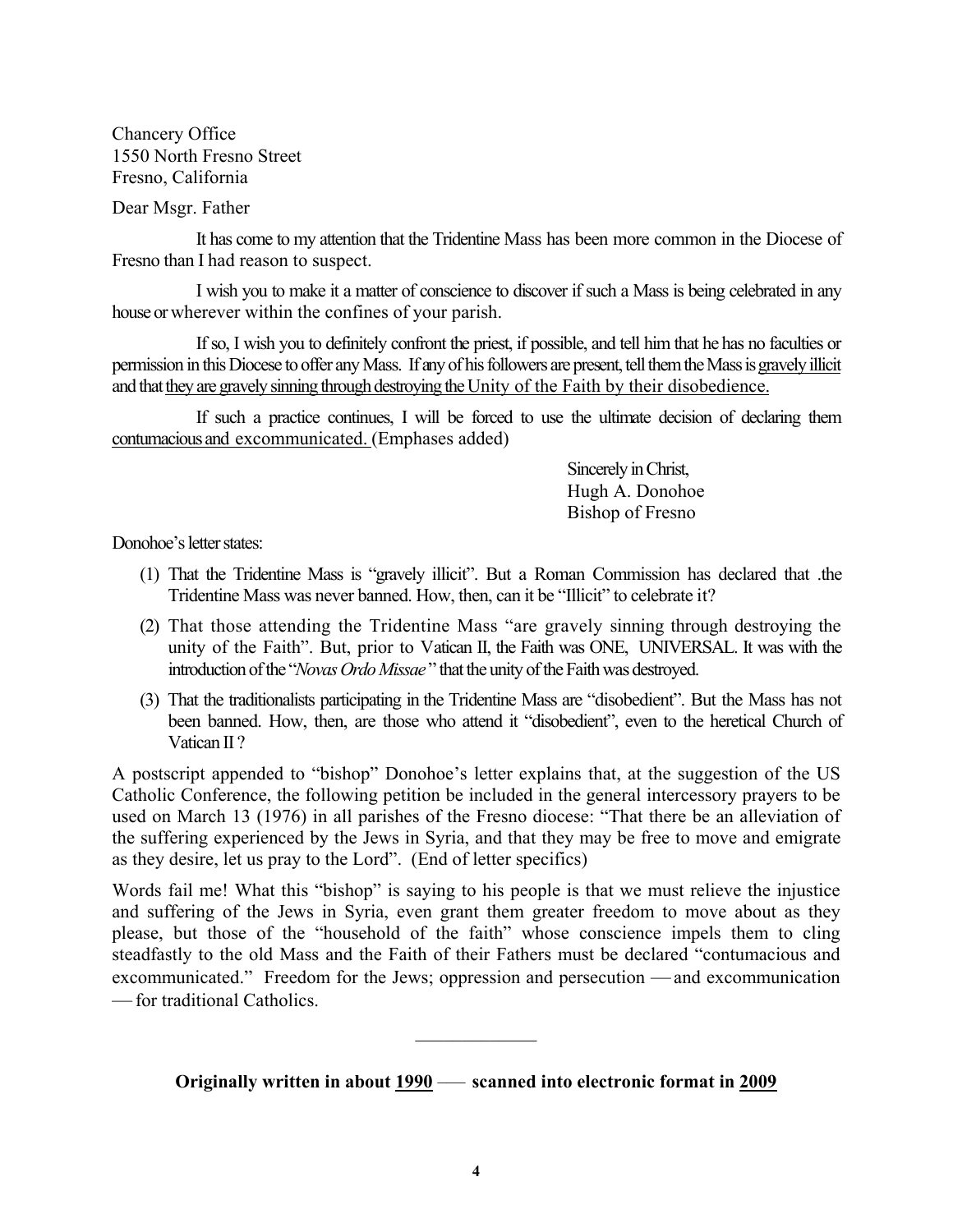Chancery Office
1550 North Fresno Street
Fresno, California

Dear Msgr. Father

It has come to my attention that the Tridentine Mass has been more common in the Diocese of Fresno than I had reason to suspect.

I wish you to make it a matter of conscience to discover if such a Mass is being celebrated in any house or wherever within the confines of your parish.

If so, I wish you to definitely confront the priest, if possible, and tell him that he has no faculties or permission in this Diocese to offer any Mass. If any of his followers are present, tell them the Mass is <u>gravely illicit</u> and that <u>they are gravely sinning through destroying the Unity of the Faith by their disobedience.</u>

If such a practice continues, I will be forced to use the ultimate decision of declaring them <u>contumacious and excommunicated.</u> (Emphases added)

Sincerely in Christ,
Hugh A. Donohoe
Bishop of Fresno

Donohoe's letter states:

1. That the Tridentine Mass is "gravely illicit". But a Roman Commission has declared that .the Tridentine Mass was never banned. How, then, can it be "Illicit" to celebrate it?
2. That those attending the Tridentine Mass "are gravely sinning through destroying the unity of the Faith". But, prior to Vatican II, the Faith was ONE, UNIVERSAL. It was with the introduction of the "*Novas Ordo Missae*" that the unity of the Faith was destroyed.
3. That the traditionalists participating in the Tridentine Mass are "disobedient". But the Mass has not been banned. How, then, are those who attend it "disobedient", even to the heretical Church of Vatican II ?

A postscript appended to "bishop" Donohoe's letter explains that, at the suggestion of the US Catholic Conference, the following petition be included in the general intercessory prayers to be used on March 13 (1976) in all parishes of the Fresno diocese: "That there be an alleviation of the suffering experienced by the Jews in Syria, and that they may be free to move and emigrate as they desire, let us pray to the Lord". (End of letter specifics)

Words fail me! What this "bishop" is saying to his people is that we must relieve the injustice and suffering of the Jews in Syria, even grant them greater freedom to move about as they please, but those of the "household of the faith" whose conscience impels them to cling steadfastly to the old Mass and the Faith of their Fathers must be declared "contumacious and excommunicated." Freedom for the Jews; oppression and persecution — and excommunication — for traditional Catholics.

---

**Originally written in about <u>1990</u> — scanned into electronic format in <u>2009</u>**